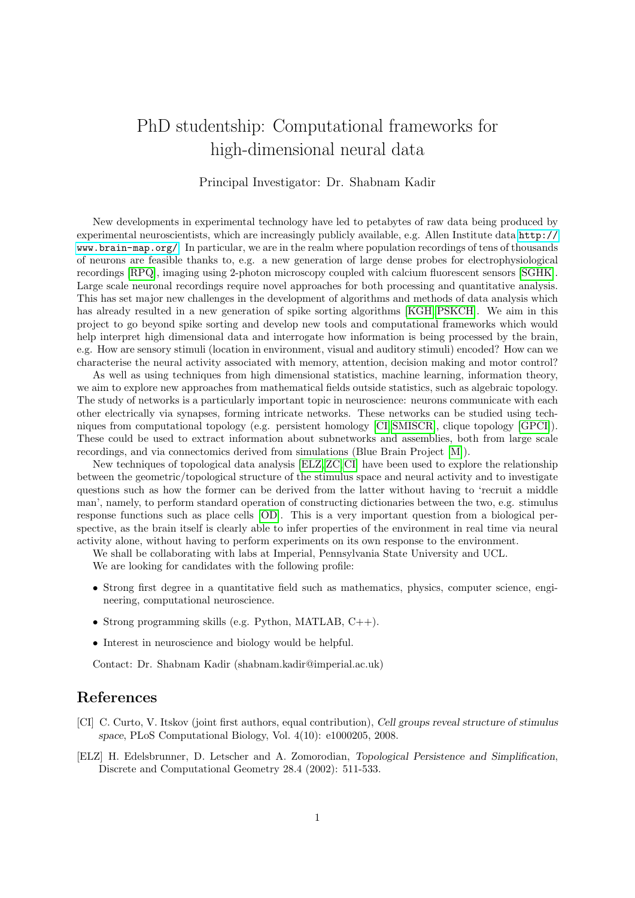# PhD studentship: Computational frameworks for high-dimensional neural data

Principal Investigator: Dr. Shabnam Kadir

New developments in experimental technology have led to petabytes of raw data being produced by experimental neuroscientists, which are increasingly publicly available, e.g. Allen Institute data http://www.brain-map.org/. In particular, we are in the realm where population recordings of tens of thousands of neurons are feasible thanks to, e.g. a new generation of large dense probes for electrophysiological recordings [RPQ], imaging using 2-photon microscopy coupled with calcium fluorescent sensors [SGHK]. Large scale neuronal recordings require novel approaches for both processing and quantitative analysis. This has set major new challenges in the development of algorithms and methods of data analysis which has already resulted in a new generation of spike sorting algorithms [KGH, PSKCH]. We aim in this project to go beyond spike sorting and develop new tools and computational frameworks which would help interpret high dimensional data and interrogate how information is being processed by the brain, e.g. How are sensory stimuli (location in environment, visual and auditory stimuli) encoded? How can we characterise the neural activity associated with memory, attention, decision making and motor control?

As well as using techniques from high dimensional statistics, machine learning, information theory, we aim to explore new approaches from mathematical fields outside statistics, such as algebraic topology. The study of networks is a particularly important topic in neuroscience: neurons communicate with each other electrically via synapses, forming intricate networks. These networks can be studied using techniques from computational topology (e.g. persistent homology [CI, SMISCR], clique topology [GPCI]). These could be used to extract information about subnetworks and assemblies, both from large scale recordings, and via connectomics derived from simulations (Blue Brain Project [M]).

New techniques of topological data analysis [ELZ, ZC, CI] have been used to explore the relationship between the geometric/topological structure of the stimulus space and neural activity and to investigate questions such as how the former can be derived from the latter without having to 'recruit a middle man', namely, to perform standard operation of constructing dictionaries between the two, e.g. stimulus response functions such as place cells [OD]. This is a very important question from a biological perspective, as the brain itself is clearly able to infer properties of the environment in real time via neural activity alone, without having to perform experiments on its own response to the environment.

We shall be collaborating with labs at Imperial, Pennsylvania State University and UCL.

We are looking for candidates with the following profile:

- Strong first degree in a quantitative field such as mathematics, physics, computer science, engineering, computational neuroscience.
- Strong programming skills (e.g. Python, MATLAB, C++).
- Interest in neuroscience and biology would be helpful.

Contact: Dr. Shabnam Kadir (shabnam.kadir@imperial.ac.uk)

## References

[CI] C. Curto, V. Itskov (joint first authors, equal contribution), *Cell groups reveal structure of stimulus space*, PLoS Computational Biology, Vol. 4(10): e1000205, 2008.

[ELZ] H. Edelsbrunner, D. Letscher and A. Zomorodian, *Topological Persistence and Simplification*, Discrete and Computational Geometry 28.4 (2002): 511-533.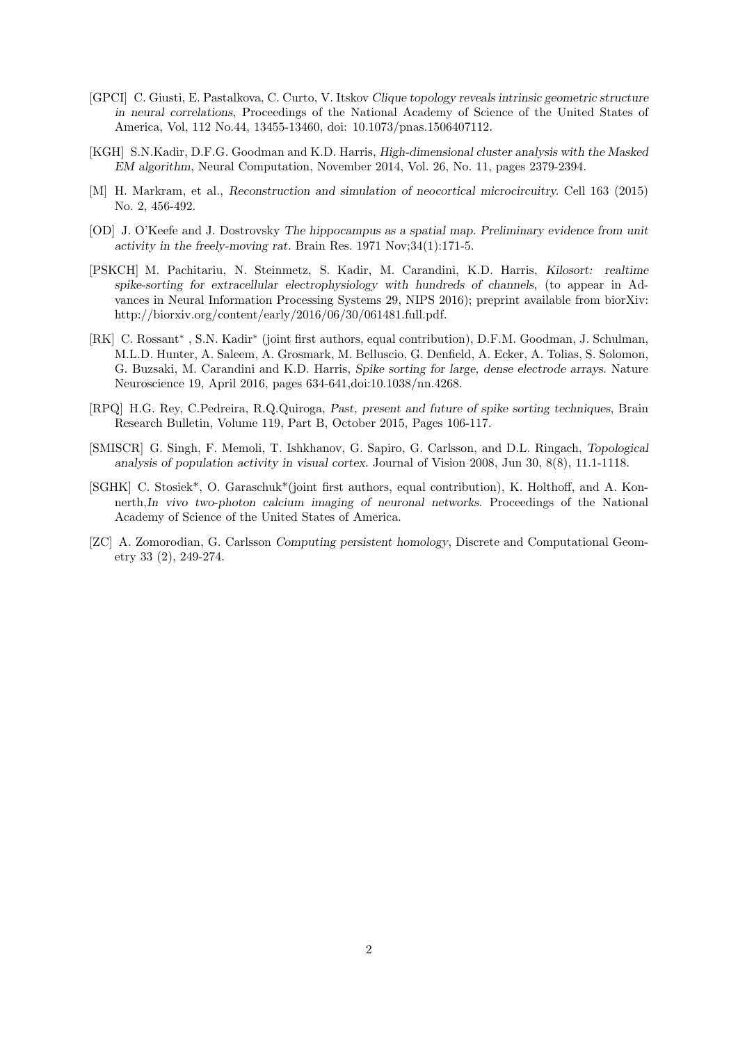[GPCI] C. Giusti, E. Pastalkova, C. Curto, V. Itskov *Clique topology reveals intrinsic geometric structure in neural correlations*, Proceedings of the National Academy of Science of the United States of America, Vol, 112 No.44, 13455-13460, doi: 10.1073/pnas.1506407112.

[KGH] S.N.Kadir, D.F.G. Goodman and K.D. Harris, *High-dimensional cluster analysis with the Masked EM algorithm*, Neural Computation, November 2014, Vol. 26, No. 11, pages 2379-2394.

[M] H. Markram, et al., *Reconstruction and simulation of neocortical microcircuitry*. Cell 163 (2015) No. 2, 456-492.

[OD] J. O'Keefe and J. Dostrovsky *The hippocampus as a spatial map. Preliminary evidence from unit activity in the freely-moving rat*. Brain Res. 1971 Nov;34(1):171-5.

[PSKCH] M. Pachitariu, N. Steinmetz, S. Kadir, M. Carandini, K.D. Harris, *Kilosort: realtime spike-sorting for extracellular electrophysiology with hundreds of channels*, (to appear in Advances in Neural Information Processing Systems 29, NIPS 2016); preprint available from biorXiv: http://biorxiv.org/content/early/2016/06/30/061481.full.pdf.

[RK] C. Rossant* , S.N. Kadir* (joint first authors, equal contribution), D.F.M. Goodman, J. Schulman, M.L.D. Hunter, A. Saleem, A. Grosmark, M. Belluscio, G. Denfield, A. Ecker, A. Tolias, S. Solomon, G. Buzsaki, M. Carandini and K.D. Harris, *Spike sorting for large, dense electrode arrays*. Nature Neuroscience 19, April 2016, pages 634-641,doi:10.1038/nn.4268.

[RPQ] H.G. Rey, C.Pedreira, R.Q.Quiroga, *Past, present and future of spike sorting techniques*, Brain Research Bulletin, Volume 119, Part B, October 2015, Pages 106-117.

[SMISCR] G. Singh, F. Memoli, T. Ishkhanov, G. Sapiro, G. Carlsson, and D.L. Ringach, *Topological analysis of population activity in visual cortex*. Journal of Vision 2008, Jun 30, 8(8), 11.1-1118.

[SGHK] C. Stosiek*, O. Garaschuk*(joint first authors, equal contribution), K. Holthoff, and A. Konnerth,*In vivo two-photon calcium imaging of neuronal networks*. Proceedings of the National Academy of Science of the United States of America.

[ZC] A. Zomorodian, G. Carlsson *Computing persistent homology*, Discrete and Computational Geometry 33 (2), 249-274.